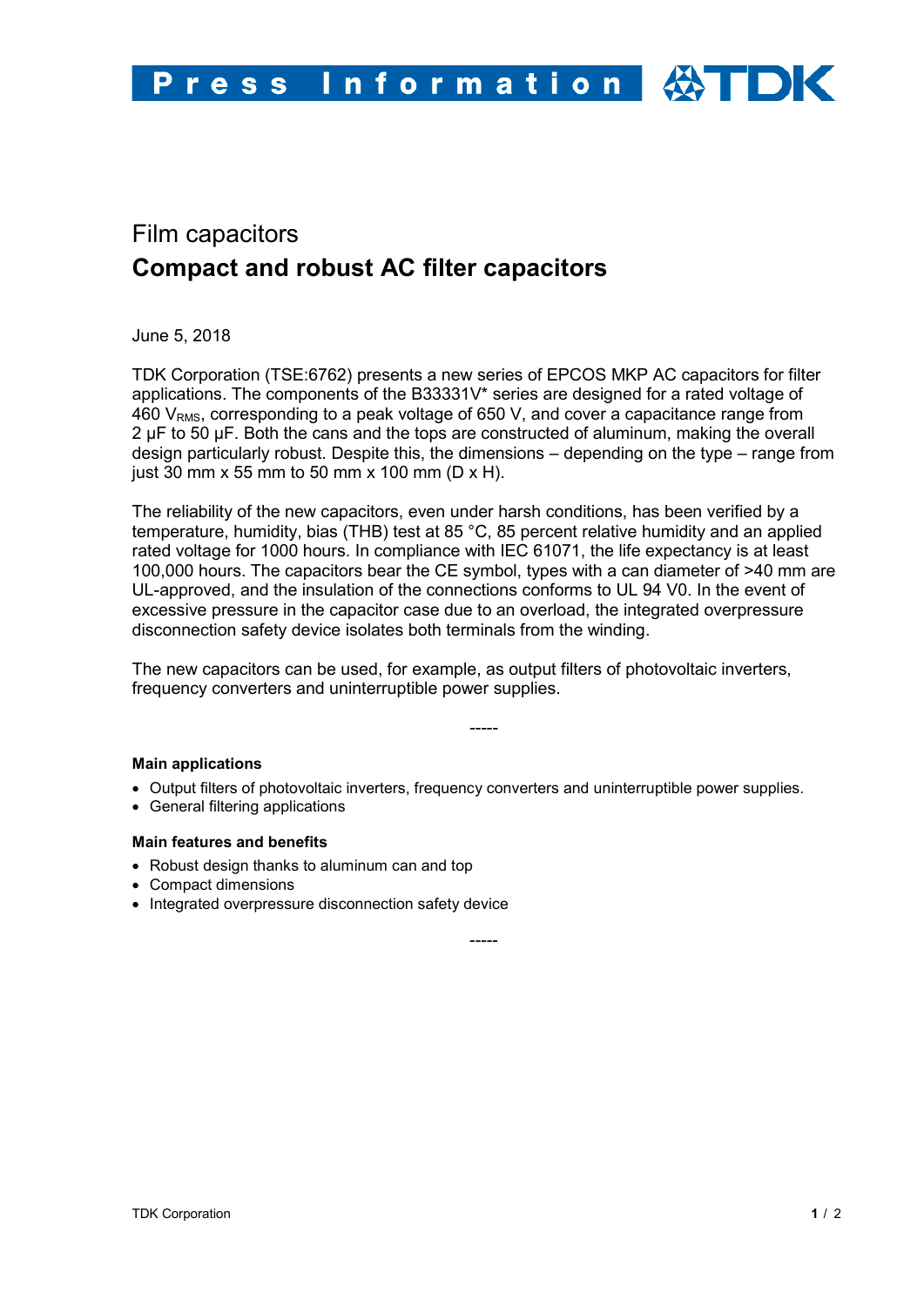# Film capacitors

## Compact and robust AC filter capacitors

June 5, 2018

TDK Corporation (TSE:6762) presents a new series of EPCOS MKP AC capacitors for filter applications. The components of the B33331V* series are designed for a rated voltage of 460 $V_{RMS}$, corresponding to a peak voltage of 650 V, and cover a capacitance range from 2 µF to 50 µF. Both the cans and the tops are constructed of aluminum, making the overall design particularly robust. Despite this, the dimensions – depending on the type – range from just 30 mm x 55 mm to 50 mm x 100 mm (D x H).

The reliability of the new capacitors, even under harsh conditions, has been verified by a temperature, humidity, bias (THB) test at 85 °C, 85 percent relative humidity and an applied rated voltage for 1000 hours. In compliance with IEC 61071, the life expectancy is at least 100,000 hours. The capacitors bear the CE symbol, types with a can diameter of >40 mm are UL-approved, and the insulation of the connections conforms to UL 94 V0. In the event of excessive pressure in the capacitor case due to an overload, the integrated overpressure disconnection safety device isolates both terminals from the winding.

The new capacitors can be used, for example, as output filters of photovoltaic inverters, frequency converters and uninterruptible power supplies.

-----

**Main applications**

- Output filters of photovoltaic inverters, frequency converters and uninterruptible power supplies.
- General filtering applications

**Main features and benefits**

- Robust design thanks to aluminum can and top
- Compact dimensions
- Integrated overpressure disconnection safety device

-----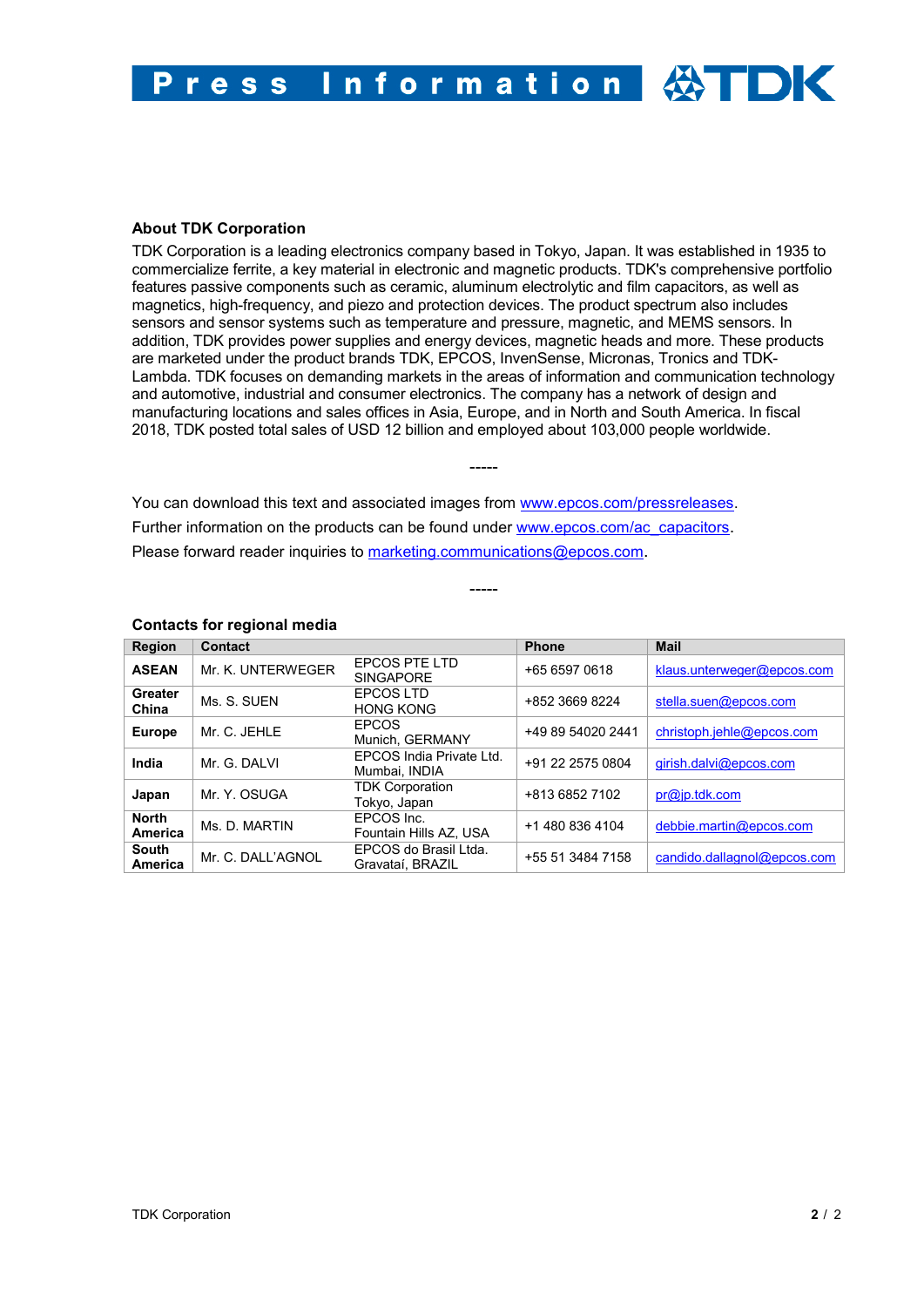**About TDK Corporation**

TDK Corporation is a leading electronics company based in Tokyo, Japan. It was established in 1935 to commercialize ferrite, a key material in electronic and magnetic products. TDK's comprehensive portfolio features passive components such as ceramic, aluminum electrolytic and film capacitors, as well as magnetics, high-frequency, and piezo and protection devices. The product spectrum also includes sensors and sensor systems such as temperature and pressure, magnetic, and MEMS sensors. In addition, TDK provides power supplies and energy devices, magnetic heads and more. These products are marketed under the product brands TDK, EPCOS, InvenSense, Micronas, Tronics and TDK-Lambda. TDK focuses on demanding markets in the areas of information and communication technology and automotive, industrial and consumer electronics. The company has a network of design and manufacturing locations and sales offices in Asia, Europe, and in North and South America. In fiscal 2018, TDK posted total sales of USD 12 billion and employed about 103,000 people worldwide.

-----

You can download this text and associated images from www.epcos.com/pressreleases.
Further information on the products can be found under www.epcos.com/ac_capacitors.
Please forward reader inquiries to marketing.communications@epcos.com.

-----

**Contacts for regional media**

| Region | Contact | | Phone | Mail |
|---|---|---|---|---|
| **ASEAN** | Mr. K. UNTERWEGER | EPCOS PTE LTD SINGAPORE | +65 6597 0618 | klaus.unterweger@epcos.com |
| **Greater China** | Ms. S. SUEN | EPCOS LTD HONG KONG | +852 3669 8224 | stella.suen@epcos.com |
| **Europe** | Mr. C. JEHLE | EPCOS Munich, GERMANY | +49 89 54020 2441 | christoph.jehle@epcos.com |
| **India** | Mr. G. DALVI | EPCOS India Private Ltd. Mumbai, INDIA | +91 22 2575 0804 | girish.dalvi@epcos.com |
| **Japan** | Mr. Y. OSUGA | TDK Corporation Tokyo, Japan | +813 6852 7102 | pr@jp.tdk.com |
| **North America** | Ms. D. MARTIN | EPCOS Inc. Fountain Hills AZ, USA | +1 480 836 4104 | debbie.martin@epcos.com |
| **South America** | Mr. C. DALL'AGNOL | EPCOS do Brasil Ltda. Gravataí, BRAZIL | +55 51 3484 7158 | candido.dallagnol@epcos.com |